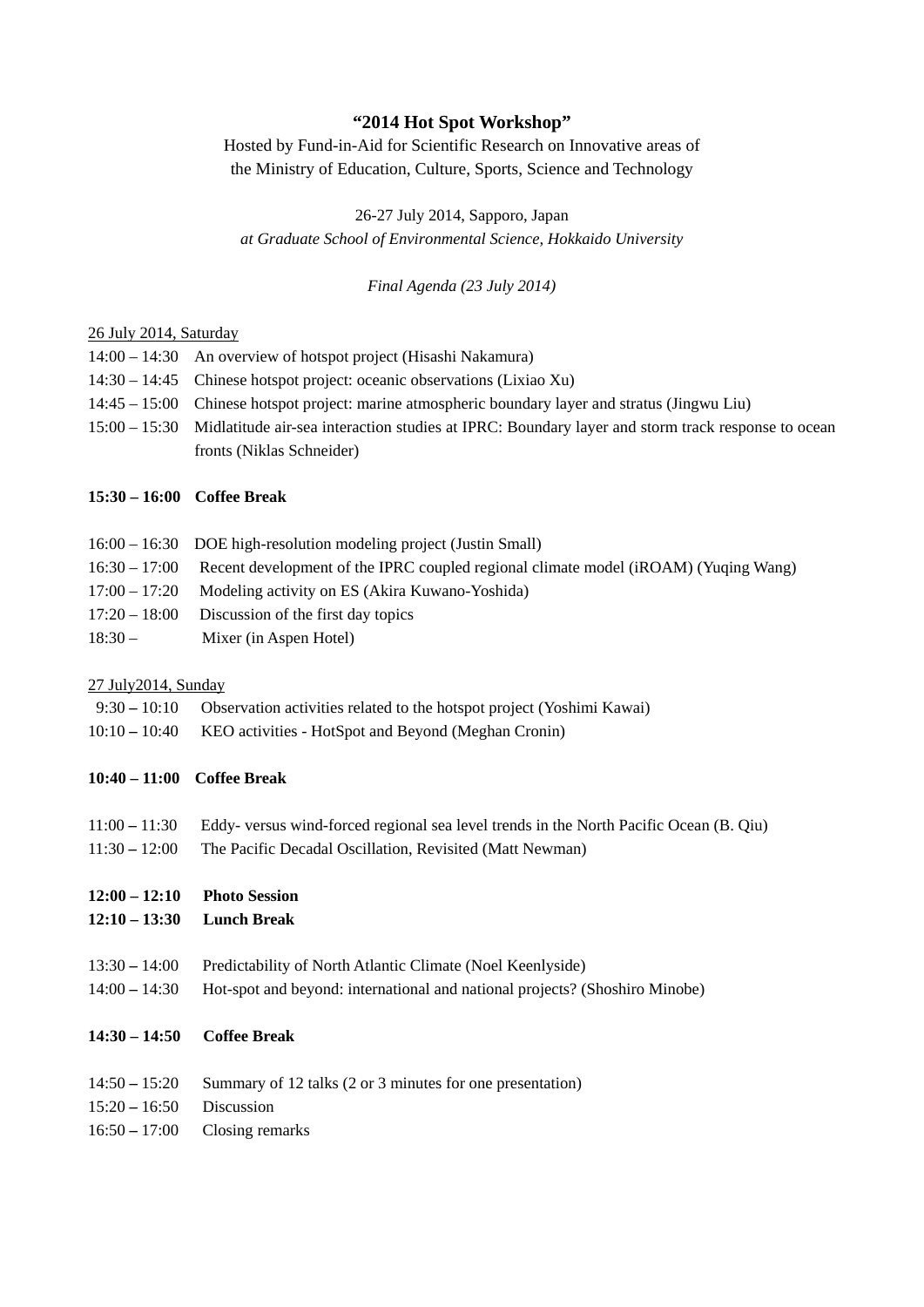# "2014 Hot Spot Workshop"

Hosted by Fund-in-Aid for Scientific Research on Innovative areas of the Ministry of Education, Culture, Sports, Science and Technology

26-27 July 2014, Sapporo, Japan

*at Graduate School of Environmental Science, Hokkaido University*

*Final Agenda (23 July 2014)*

<u>26 July 2014, Saturday</u>

14:00 – 14:30 An overview of hotspot project (Hisashi Nakamura)
14:30 – 14:45 Chinese hotspot project: oceanic observations (Lixiao Xu)
14:45 – 15:00 Chinese hotspot project: marine atmospheric boundary layer and stratus (Jingwu Liu)
15:00 – 15:30 Midlatitude air-sea interaction studies at IPRC: Boundary layer and storm track response to ocean fronts (Niklas Schneider)

**15:30 – 16:00 Coffee Break**

16:00 – 16:30 DOE high-resolution modeling project (Justin Small)
16:30 – 17:00 Recent development of the IPRC coupled regional climate model (iROAM) (Yuqing Wang)
17:00 – 17:20 Modeling activity on ES (Akira Kuwano-Yoshida)
17:20 – 18:00 Discussion of the first day topics
18:30 – Mixer (in Aspen Hotel)

<u>27 July2014, Sunday</u>

9:30 – 10:10 Observation activities related to the hotspot project (Yoshimi Kawai)
10:10 – 10:40 KEO activities - HotSpot and Beyond (Meghan Cronin)

**10:40 – 11:00 Coffee Break**

11:00 – 11:30 Eddy- versus wind-forced regional sea level trends in the North Pacific Ocean (B. Qiu)
11:30 – 12:00 The Pacific Decadal Oscillation, Revisited (Matt Newman)

**12:00 – 12:10 Photo Session**
**12:10 – 13:30 Lunch Break**

13:30 – 14:00 Predictability of North Atlantic Climate (Noel Keenlyside)
14:00 – 14:30 Hot-spot and beyond: international and national projects? (Shoshiro Minobe)

**14:30 – 14:50 Coffee Break**

14:50 – 15:20 Summary of 12 talks (2 or 3 minutes for one presentation)
15:20 – 16:50 Discussion
16:50 – 17:00 Closing remarks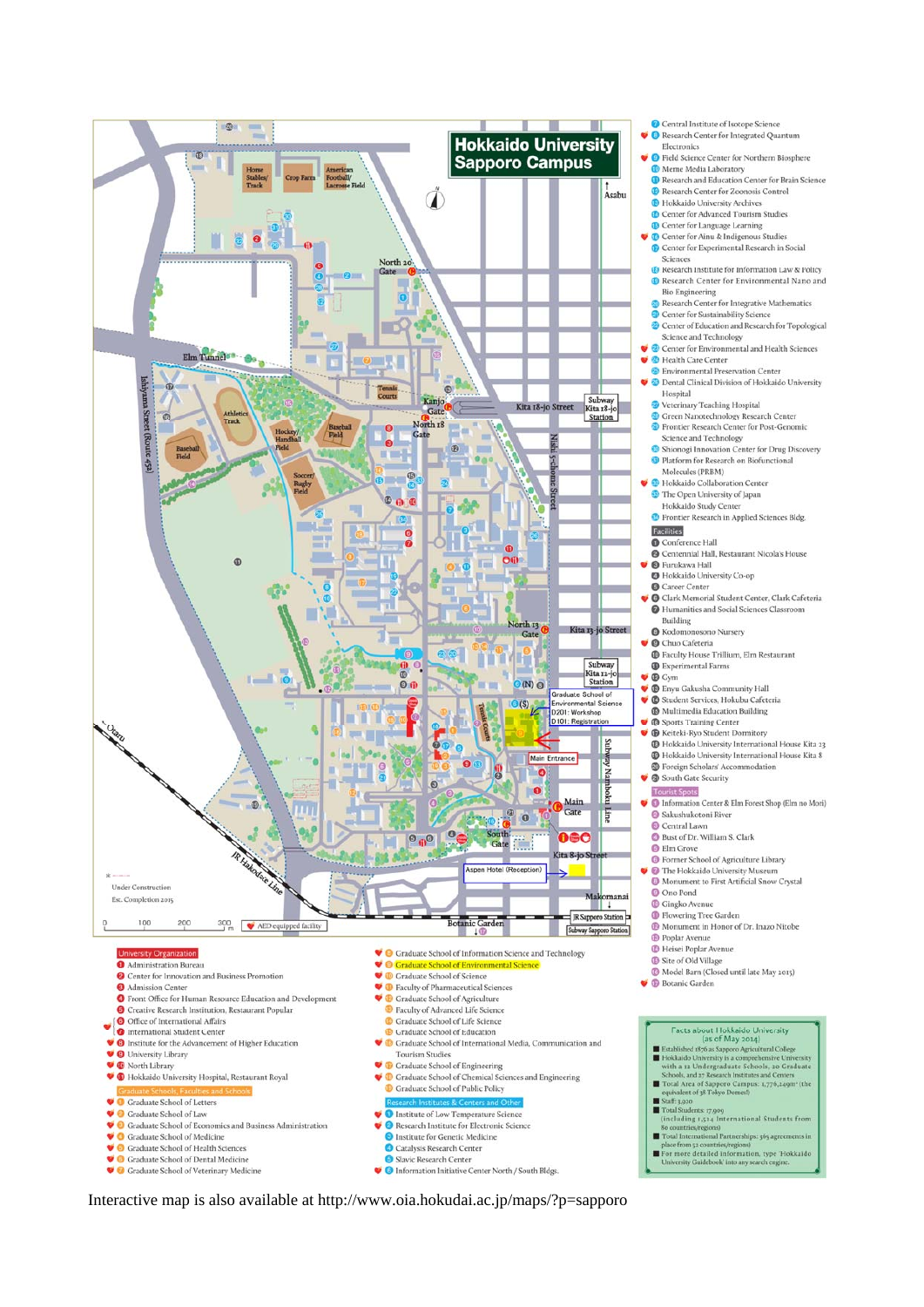# Hokkaido University Sapporo Campus

## University Organization

1. Administration Bureau
2. Center for Innovation and Business Promotion
3. Admission Center
4. Front Office for Human Resource Education and Development
5. Creative Research Institution, Restaurant Popular
6. Office of International Affairs
7. International Student Center
8. Institute for the Advancement of Higher Education
9. University Library
10. North Library
11. Hokkaido University Hospital, Restaurant Royal

## Graduate Schools, Faculties and Schools

1. Graduate School of Letters
2. Graduate School of Law
3. Graduate School of Economics and Business Administration
4. Graduate School of Medicine
5. Graduate School of Health Sciences
6. Graduate School of Dental Medicine
7. Graduate School of Veterinary Medicine
8. Graduate School of Information Science and Technology
9. Graduate School of Environmental Science
10. Graduate School of Science
11. Faculty of Pharmaceutical Sciences
12. Graduate School of Agriculture
13. Faculty of Advanced Life Science
14. Graduate School of Life Science
15. Graduate School of Education
16. Graduate School of International Media, Communication and Tourism Studies
17. Graduate School of Engineering
18. Graduate School of Chemical Sciences and Engineering
19. Graduate School of Public Policy

## Research Institutes & Centers and Other

1. Institute of Low Temperature Science
2. Research Institute for Electronic Science
3. Institute for Genetic Medicine
4. Catalysis Research Center
5. Slavic Research Center
6. Information Initiative Center North / South Bldgs.
7. Central Institute of Isotope Science
8. Research Center for Integrated Quantum Electronics
9. Field Science Center for Northern Biosphere
10. Meme Media Laboratory
11. Research and Education Center for Brain Science
12. Research Center for Zoonosis Control
13. Hokkaido University Archives
14. Center for Advanced Tourism Studies
15. Center for Language Learning
16. Center for Ainu & Indigenous Studies
17. Center for Experimental Research in Social Sciences
18. Research Institute for Information Law & Policy
19. Research Center for Environmental Nano and Bio Engineering
20. Research Center for Integrative Mathematics
21. Center for Sustainability Science
22. Center of Education and Research for Topological Science and Technology
23. Center for Environmental and Health Sciences
24. Health Care Center
25. Environmental Preservation Center
26. Dental Clinical Division of Hokkaido University Hospital
27. Veterinary Teaching Hospital
28. Green Nanotechnology Research Center
29. Frontier Research Center for Post-Genomic Science and Technology
30. Shionogi Innovation Center for Drug Discovery
31. Platform for Research on Biofunctional Molecules (PRBM)
32. Hokkaido Collaboration Center
33. The Open University of Japan Hokkaido Study Center
34. Frontier Research in Applied Sciences Bldg.

## Facilities

1. Conference Hall
2. Centennial Hall, Restaurant Nicola's House
3. Furukawa Hall
4. Hokkaido University Co-op
5. Career Center
6. Clark Memorial Student Center, Clark Cafeteria
7. Humanities and Social Sciences Classroom Building
8. Kodomonosono Nursery
9. Chuo Cafeteria
10. Faculty House Trillium, Elm Restaurant
11. Experimental Farms
12. Gym
13. Enyu Gakusha Community Hall
14. Student Services, Hokubu Cafeteria
15. Multimedia Education Building
16. Sports Training Center
17. Keiteki-Ryo Student Dormitory
18. Hokkaido University International House Kita 23
19. Hokkaido University International House Kita 8
20. Foreign Scholars' Accommodation
21. South Gate Security

## Tourist Spots

1. Information Center & Elm Forest Shop (Elm no Mori)
2. Sakushukotoni River
3. Central Lawn
4. Bust of Dr. William S. Clark
5. Elm Grove
6. Former School of Agriculture Library
7. The Hokkaido University Museum
8. Monument to First Artificial Snow Crystal
9. Ono Pond
10. Gingko Avenue
11. Flowering Tree Garden
12. Monument in Honor of Dr. Inazo Nitobe
13. Poplar Avenue
14. Heisei Poplar Avenue
15. Site of Old Village
16. Model Barn (Closed until late May 2015)
17. Botanic Garden

## Facts about Hokkaido University (as of May 2014)

- Established 1876 as Sapporo Agricultural College
- Hokkaido University is a comprehensive University with a 12 Undergraduate Schools, 20 Graduate Schools, and 27 Research Institutes and Centers
- Total Area of Sapporo Campus: 1,779,249m² (the equivalent of 38 Tokyo Domes!)
- Staff: 3,920
- Total Students: 17,909 (including 1,524 International Students from 80 countries/regions)
- Total International Partnerships: 363 agreements in place from 52 countries/regions
- For more detailed information, type 'Hokkaido University Guidebook' into any search engine.

Interactive map is also available at http://www.oia.hokudai.ac.jp/maps/?p=sapporo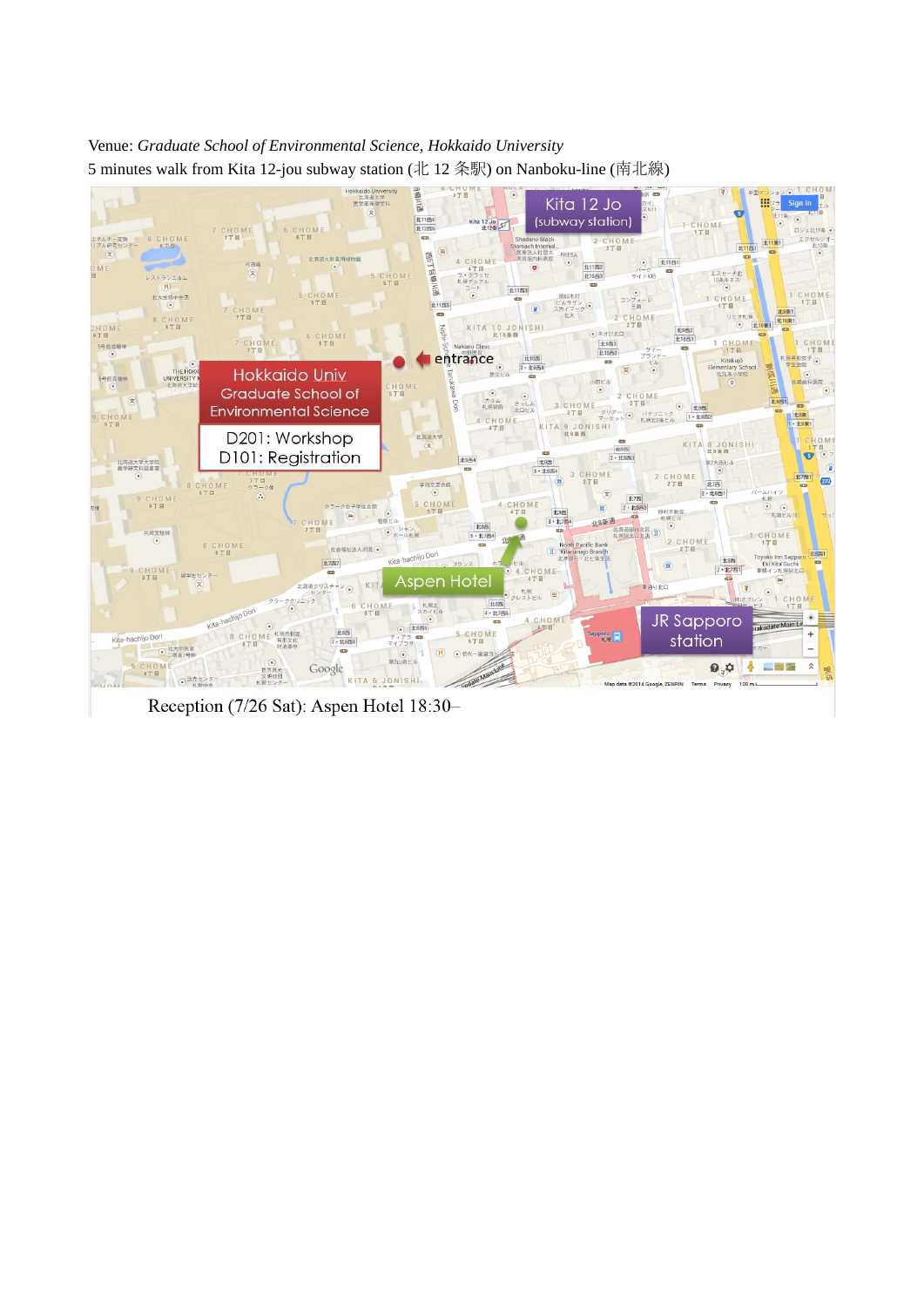Venue: *Graduate School of Environmental Science, Hokkaido University*
5 minutes walk from Kita 12-jou subway station (北 12 条駅) on Nanboku-line (南北線)

Kita 12 Jo
(subway station)

entrance

Hokkaido Univ
Graduate School of
Environmental Science

D201: Workshop
D101: Registration

Aspen Hotel

JR Sapporo
station

Reception (7/26 Sat): Aspen Hotel 18:30–